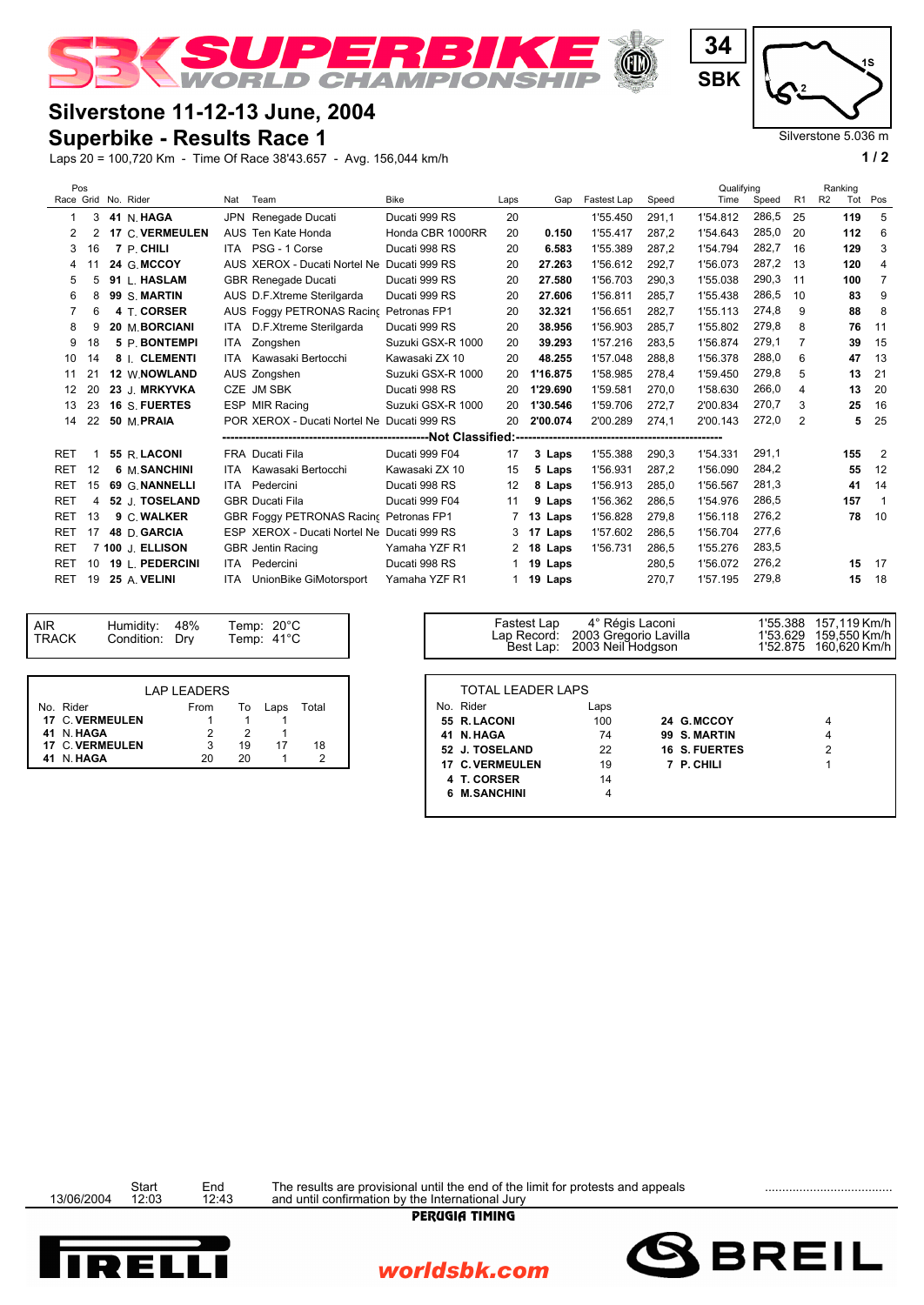# SUPERBIKE WORLD CHAMPIONSHIP

34 SBK

Silverstone 5.036 m

## Silverstone 11-12-13 June, 2004

## Superbike - Results Race 1

Laps 20 = 100,720 Km - Time Of Race 38'43.657 - Avg. 156,044 km/h

| Pos Race | Grid | No. | Rider | Nat | Team | Bike | Laps | Gap | Fastest Lap | Speed | Qualifying Time | Qualifying Speed | Ranking R1 | Ranking R2 | Ranking Tot | Ranking Pos |
|---|---|---|---|---|---|---|---|---|---|---|---|---|---|---|---|---|
| 1 | 3 | **41** | N. **HAGA** | JPN | Renegade Ducati | Ducati 999 RS | 20 | | 1'55.450 | 291,1 | 1'54.812 | 286,5 | 25 | | **119** | 5 |
| 2 | 2 | **17** | C. **VERMEULEN** | AUS | Ten Kate Honda | Honda CBR 1000RR | 20 | **0.150** | 1'55.417 | 287,2 | 1'54.643 | 285,0 | 20 | | **112** | 6 |
| 3 | 16 | **7** | P. **CHILI** | ITA | PSG - 1 Corse | Ducati 998 RS | 20 | **6.583** | 1'55.389 | 282,7 | 1'54.794 | 282,7 | 16 | | **129** | 3 |
| 4 | 11 | **24** | G. **MCCOY** | AUS | XEROX - Ducati Nortel Ne | Ducati 999 RS | 20 | **27.263** | 1'56.612 | 292,7 | 1'56.073 | 287,2 | 13 | | **120** | 4 |
| 5 | 5 | **91** | L. **HASLAM** | GBR | Renegade Ducati | Ducati 999 RS | 20 | **27.580** | 1'56.703 | 290,3 | 1'55.038 | 290,3 | 11 | | **100** | 7 |
| 6 | 8 | **99** | S. **MARTIN** | AUS | D.F.Xtreme Sterilgarda | Ducati 999 RS | 20 | **27.606** | 1'56.811 | 285,7 | 1'55.438 | 286,5 | 10 | | **83** | 9 |
| 7 | 6 | **4** | T. **CORSER** | AUS | Foggy PETRONAS Racing | Petronas FP1 | 20 | **32.321** | 1'56.651 | 282,7 | 1'55.113 | 274,8 | 9 | | **88** | 8 |
| 8 | 9 | **20** | M. **BORCIANI** | ITA | D.F.Xtreme Sterilgarda | Ducati 999 RS | 20 | **38.956** | 1'56.903 | 285,7 | 1'55.802 | 279,8 | 8 | | **76** | 11 |
| 9 | 18 | **5** | P. **BONTEMPI** | ITA | Zongshen | Suzuki GSX-R 1000 | 20 | **39.293** | 1'57.216 | 283,5 | 1'56.874 | 279,1 | 7 | | **39** | 15 |
| 10 | 14 | **8** | I. **CLEMENTI** | ITA | Kawasaki Bertocchi | Kawasaki ZX 10 | 20 | **48.255** | 1'57.048 | 288,8 | 1'56.378 | 288,0 | 6 | | **47** | 13 |
| 11 | 21 | **12** | W. **NOWLAND** | AUS | Zongshen | Suzuki GSX-R 1000 | 20 | **1'16.875** | 1'58.985 | 278,4 | 1'59.450 | 279,8 | 5 | | **13** | 21 |
| 12 | 20 | **23** | J. **MRKYVKA** | CZE | JM SBK | Ducati 998 RS | 20 | **1'29.690** | 1'59.581 | 270,0 | 1'58.630 | 266,0 | 4 | | **13** | 20 |
| 13 | 23 | **16** | S. **FUERTES** | ESP | MIR Racing | Suzuki GSX-R 1000 | 20 | **1'30.546** | 1'59.706 | 272,7 | 2'00.834 | 270,7 | 3 | | **25** | 16 |
| 14 | 22 | **50** | M. **PRAIA** | POR | XEROX - Ducati Nortel Ne | Ducati 999 RS | 20 | **2'00.074** | 2'00.289 | 274,1 | 2'00.143 | 272,0 | 2 | | **5** | 25 |
| **Not Classified:** | | | | | | | | | | | | | | | | |
| RET | 1 | **55** | R. **LACONI** | FRA | Ducati Fila | Ducati 999 F04 | 17 | **3 Laps** | 1'55.388 | 290,3 | 1'54.331 | 291,1 | | | **155** | 2 |
| RET | 12 | **6** | M. **SANCHINI** | ITA | Kawasaki Bertocchi | Kawasaki ZX 10 | 15 | **5 Laps** | 1'56.931 | 287,2 | 1'56.090 | 284,2 | | | **55** | 12 |
| RET | 15 | **69** | G. **NANNELLI** | ITA | Pedercini | Ducati 998 RS | 12 | **8 Laps** | 1'56.913 | 285,0 | 1'56.567 | 281,3 | | | **41** | 14 |
| RET | 4 | **52** | J. **TOSELAND** | GBR | Ducati Fila | Ducati 999 F04 | 11 | **9 Laps** | 1'56.362 | 286,5 | 1'54.976 | 286,5 | | | **157** | 1 |
| RET | 13 | **9** | C. **WALKER** | GBR | Foggy PETRONAS Racing | Petronas FP1 | 7 | **13 Laps** | 1'56.828 | 279,8 | 1'56.118 | 276,2 | | | **78** | 10 |
| RET | 17 | **48** | D. **GARCIA** | ESP | XEROX - Ducati Nortel Ne | Ducati 999 RS | 3 | **17 Laps** | 1'57.602 | 286,5 | 1'56.704 | 277,6 | | | | |
| RET | 7 | **100** | J. **ELLISON** | GBR | Jentin Racing | Yamaha YZF R1 | 2 | **18 Laps** | 1'56.731 | 286,5 | 1'55.276 | 283,5 | | | | |
| RET | 10 | **19** | L. **PEDERCINI** | ITA | Pedercini | Ducati 998 RS | 1 | **19 Laps** | | 280,5 | 1'56.072 | 276,2 | | | **15** | 17 |
| RET | 19 | **25** | A. **VELINI** | ITA | UnionBike GiMotorsport | Yamaha YZF R1 | 1 | **19 Laps** | | 270,7 | 1'57.195 | 279,8 | | | **15** | 18 |

| | | |
|---|---|---|
| AIR | Humidity: 48% | Temp: 20°C |
| TRACK | Condition: Dry | Temp: 41°C |

| | | | |
|---|---|---|---|
| Fastest Lap | 4° Régis Laconi | 1'55.388 | 157,119 Km/h |
| Lap Record: | 2003 Gregorio Lavilla | 1'53.629 | 159,550 Km/h |
| Best Lap: | 2003 Neil Hodgson | 1'52.875 | 160,620 Km/h |

**LAP LEADERS**

| No. | Rider | From | To | Laps | Total |
|---|---|---|---|---|---|
| **17** | C. **VERMEULEN** | 1 | 1 | 1 | |
| **41** | N. **HAGA** | 2 | 2 | 1 | |
| **17** | C. **VERMEULEN** | 3 | 19 | 17 | 18 |
| **41** | N. **HAGA** | 20 | 20 | 1 | 2 |

**TOTAL LEADER LAPS**

| No. | Rider | Laps |
|---|---|---|
| **55** | **R. LACONI** | 100 |
| **41** | **N. HAGA** | 74 |
| **52** | **J. TOSELAND** | 22 |
| **17** | **C. VERMEULEN** | 19 |
| **4** | **T. CORSER** | 14 |
| **6** | **M. SANCHINI** | 4 |
| **24** | **G. MCCOY** | 4 |
| **99** | **S. MARTIN** | 4 |
| **16** | **S. FUERTES** | 2 |
| **7** | **P. CHILI** | 1 |

| | Start | End |
|---|---|---|
| 13/06/2004 | 12:03 | 12:43 |

The results are provisional until the end of the limit for protests and appeals and until confirmation by the International Jury

PERUGIA TIMING

PIRELLI — worldsbk.com — BREIL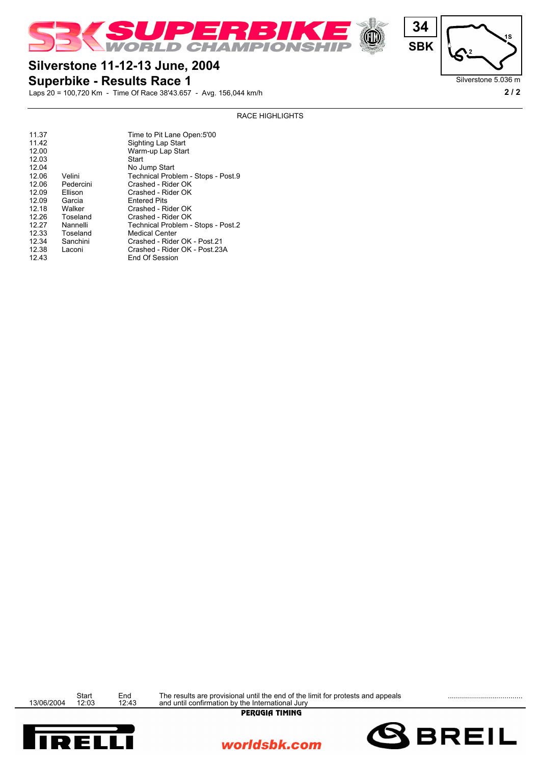# Silverstone 11-12-13 June, 2004

## Superbike - Results Race 1

Laps 20 = 100,720 Km - Time Of Race 38'43.657 - Avg. 156,044 km/h

34 SBK

Silverstone 5.036 m

RACE HIGHLIGHTS

| | | |
|---|---|---|
| 11.37 | | Time to Pit Lane Open:5'00 |
| 11.42 | | Sighting Lap Start |
| 12.00 | | Warm-up Lap Start |
| 12.03 | | Start |
| 12.04 | | No Jump Start |
| 12.06 | Velini | Technical Problem - Stops - Post.9 |
| 12.06 | Pedercini | Crashed - Rider OK |
| 12.09 | Ellison | Crashed - Rider OK |
| 12.09 | Garcia | Entered Pits |
| 12.18 | Walker | Crashed - Rider OK |
| 12.26 | Toseland | Crashed - Rider OK |
| 12.27 | Nannelli | Technical Problem - Stops - Post.2 |
| 12.33 | Toseland | Medical Center |
| 12.34 | Sanchini | Crashed - Rider OK - Post.21 |
| 12.38 | Laconi | Crashed - Rider OK - Post.23A |
| 12.43 | | End Of Session |

| | Start | End | |
|---|---|---|---|
| 13/06/2004 | 12:03 | 12:43 | The results are provisional until the end of the limit for protests and appeals and until confirmation by the International Jury |

.....................................

PERUGIA TIMING

worldsbk.com